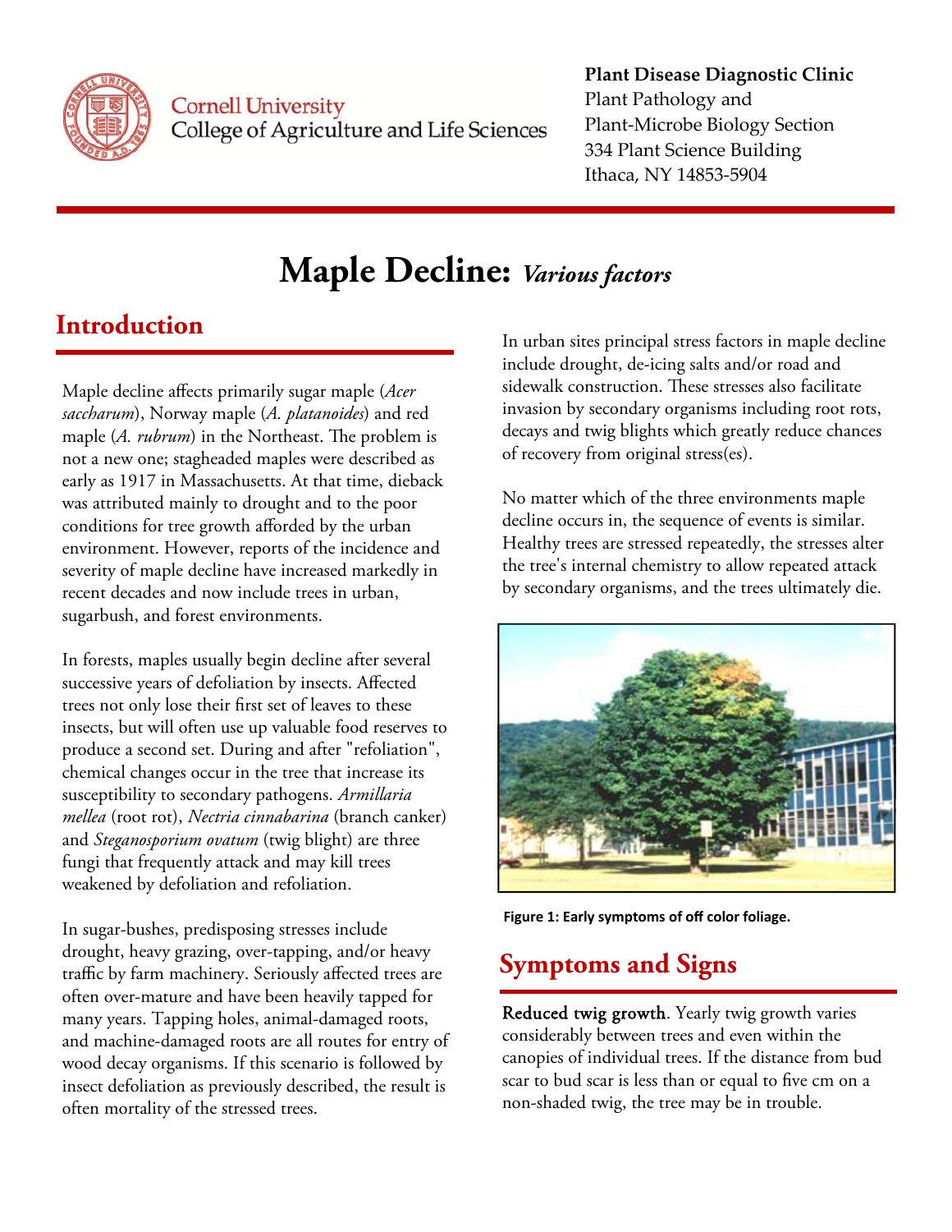Cornell University
College of Agriculture and Life Sciences

**Plant Disease Diagnostic Clinic**
Plant Pathology and
Plant-Microbe Biology Section
334 Plant Science Building
Ithaca, NY 14853-5904

# Maple Decline: *Various factors*

## Introduction

Maple decline affects primarily sugar maple (*Acer saccharum*), Norway maple (*A. platanoides*) and red maple (*A. rubrum*) in the Northeast. The problem is not a new one; stagheaded maples were described as early as 1917 in Massachusetts. At that time, dieback was attributed mainly to drought and to the poor conditions for tree growth afforded by the urban environment. However, reports of the incidence and severity of maple decline have increased markedly in recent decades and now include trees in urban, sugarbush, and forest environments.

In forests, maples usually begin decline after several successive years of defoliation by insects. Affected trees not only lose their first set of leaves to these insects, but will often use up valuable food reserves to produce a second set. During and after "refoliation", chemical changes occur in the tree that increase its susceptibility to secondary pathogens. *Armillaria mellea* (root rot), *Nectria cinnabarina* (branch canker) and *Steganosporium ovatum* (twig blight) are three fungi that frequently attack and may kill trees weakened by defoliation and refoliation.

In sugar-bushes, predisposing stresses include drought, heavy grazing, over-tapping, and/or heavy traffic by farm machinery. Seriously affected trees are often over-mature and have been heavily tapped for many years. Tapping holes, animal-damaged roots, and machine-damaged roots are all routes for entry of wood decay organisms. If this scenario is followed by insect defoliation as previously described, the result is often mortality of the stressed trees.

In urban sites principal stress factors in maple decline include drought, de-icing salts and/or road and sidewalk construction. These stresses also facilitate invasion by secondary organisms including root rots, decays and twig blights which greatly reduce chances of recovery from original stress(es).

No matter which of the three environments maple decline occurs in, the sequence of events is similar. Healthy trees are stressed repeatedly, the stresses alter the tree's internal chemistry to allow repeated attack by secondary organisms, and the trees ultimately die.

**Figure 1: Early symptoms of off color foliage.**

## Symptoms and Signs

**Reduced twig growth**. Yearly twig growth varies considerably between trees and even within the canopies of individual trees. If the distance from bud scar to bud scar is less than or equal to five cm on a non-shaded twig, the tree may be in trouble.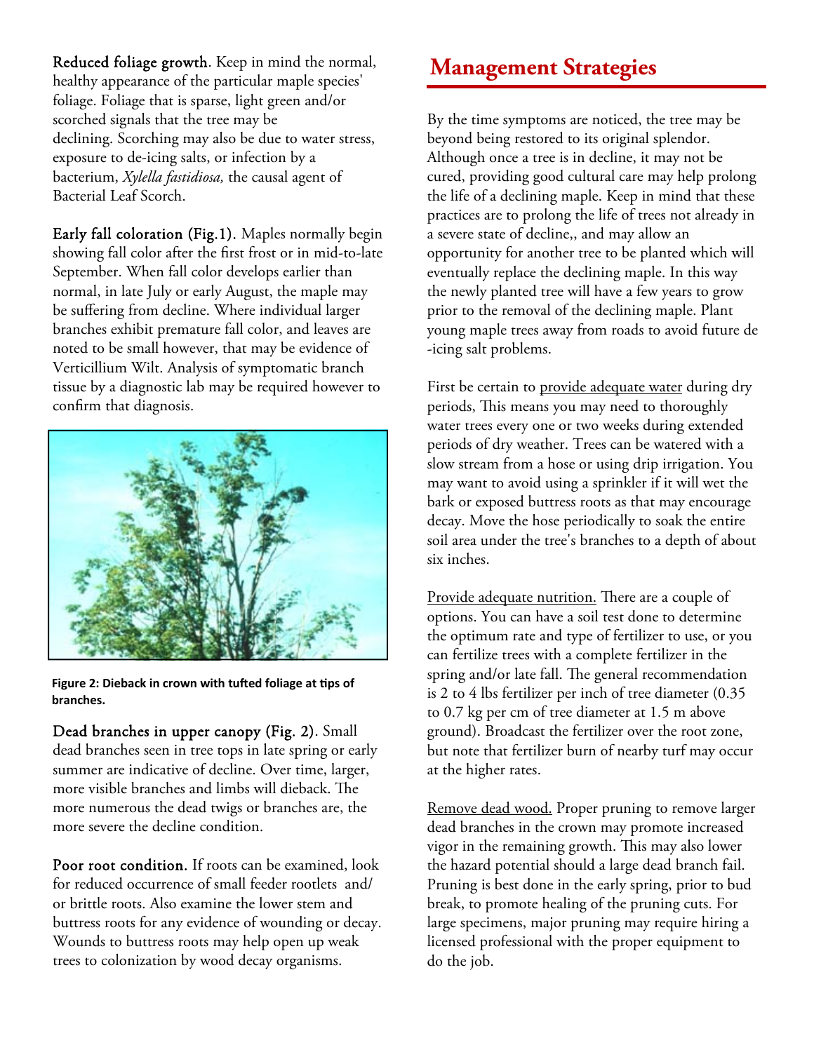**Reduced foliage growth**. Keep in mind the normal, healthy appearance of the particular maple species' foliage. Foliage that is sparse, light green and/or scorched signals that the tree may be declining. Scorching may also be due to water stress, exposure to de-icing salts, or infection by a bacterium, *Xylella fastidiosa,* the causal agent of Bacterial Leaf Scorch.

**Early fall coloration (Fig.1).** Maples normally begin showing fall color after the first frost or in mid-to-late September. When fall color develops earlier than normal, in late July or early August, the maple may be suffering from decline. Where individual larger branches exhibit premature fall color, and leaves are noted to be small however, that may be evidence of Verticillium Wilt. Analysis of symptomatic branch tissue by a diagnostic lab may be required however to confirm that diagnosis.

**Figure 2: Dieback in crown with tufted foliage at tips of branches.**

**Dead branches in upper canopy (Fig. 2)**. Small dead branches seen in tree tops in late spring or early summer are indicative of decline. Over time, larger, more visible branches and limbs will dieback. The more numerous the dead twigs or branches are, the more severe the decline condition.

**Poor root condition.** If roots can be examined, look for reduced occurrence of small feeder rootlets and/ or brittle roots. Also examine the lower stem and buttress roots for any evidence of wounding or decay. Wounds to buttress roots may help open up weak trees to colonization by wood decay organisms.

## Management Strategies

By the time symptoms are noticed, the tree may be beyond being restored to its original splendor. Although once a tree is in decline, it may not be cured, providing good cultural care may help prolong the life of a declining maple. Keep in mind that these practices are to prolong the life of trees not already in a severe state of decline,, and may allow an opportunity for another tree to be planted which will eventually replace the declining maple. In this way the newly planted tree will have a few years to grow prior to the removal of the declining maple. Plant young maple trees away from roads to avoid future de -icing salt problems.

First be certain to provide adequate water during dry periods, This means you may need to thoroughly water trees every one or two weeks during extended periods of dry weather. Trees can be watered with a slow stream from a hose or using drip irrigation. You may want to avoid using a sprinkler if it will wet the bark or exposed buttress roots as that may encourage decay. Move the hose periodically to soak the entire soil area under the tree's branches to a depth of about six inches.

Provide adequate nutrition. There are a couple of options. You can have a soil test done to determine the optimum rate and type of fertilizer to use, or you can fertilize trees with a complete fertilizer in the spring and/or late fall. The general recommendation is 2 to 4 lbs fertilizer per inch of tree diameter (0.35 to 0.7 kg per cm of tree diameter at 1.5 m above ground). Broadcast the fertilizer over the root zone, but note that fertilizer burn of nearby turf may occur at the higher rates.

Remove dead wood. Proper pruning to remove larger dead branches in the crown may promote increased vigor in the remaining growth. This may also lower the hazard potential should a large dead branch fail. Pruning is best done in the early spring, prior to bud break, to promote healing of the pruning cuts. For large specimens, major pruning may require hiring a licensed professional with the proper equipment to do the job.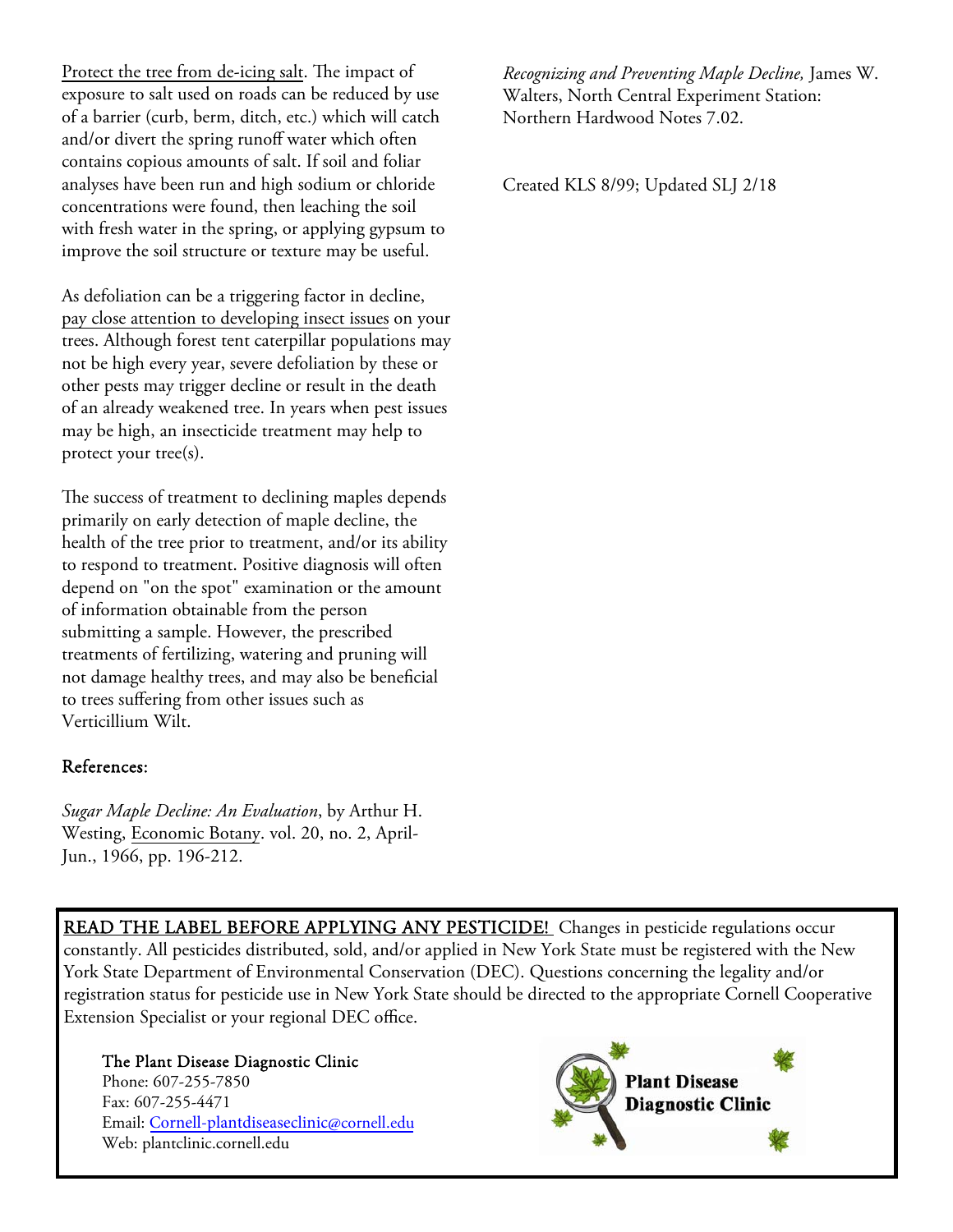Protect the tree from de-icing salt. The impact of exposure to salt used on roads can be reduced by use of a barrier (curb, berm, ditch, etc.) which will catch and/or divert the spring runoff water which often contains copious amounts of salt. If soil and foliar analyses have been run and high sodium or chloride concentrations were found, then leaching the soil with fresh water in the spring, or applying gypsum to improve the soil structure or texture may be useful.

As defoliation can be a triggering factor in decline, pay close attention to developing insect issues on your trees. Although forest tent caterpillar populations may not be high every year, severe defoliation by these or other pests may trigger decline or result in the death of an already weakened tree. In years when pest issues may be high, an insecticide treatment may help to protect your tree(s).

The success of treatment to declining maples depends primarily on early detection of maple decline, the health of the tree prior to treatment, and/or its ability to respond to treatment. Positive diagnosis will often depend on "on the spot" examination or the amount of information obtainable from the person submitting a sample. However, the prescribed treatments of fertilizing, watering and pruning will not damage healthy trees, and may also be beneficial to trees suffering from other issues such as Verticillium Wilt.

## References:

*Sugar Maple Decline: An Evaluation*, by Arthur H. Westing, Economic Botany. vol. 20, no. 2, April-Jun., 1966, pp. 196-212.

*Recognizing and Preventing Maple Decline,* James W. Walters, North Central Experiment Station: Northern Hardwood Notes 7.02.

Created KLS 8/99; Updated SLJ 2/18

**READ THE LABEL BEFORE APPLYING ANY PESTICIDE!** Changes in pesticide regulations occur constantly. All pesticides distributed, sold, and/or applied in New York State must be registered with the New York State Department of Environmental Conservation (DEC). Questions concerning the legality and/or registration status for pesticide use in New York State should be directed to the appropriate Cornell Cooperative Extension Specialist or your regional DEC office.

The Plant Disease Diagnostic Clinic
Phone: 607-255-7850
Fax: 607-255-4471
Email: Cornell-plantdiseaseclinic@cornell.edu
Web: plantclinic.cornell.edu

Plant Disease Diagnostic Clinic